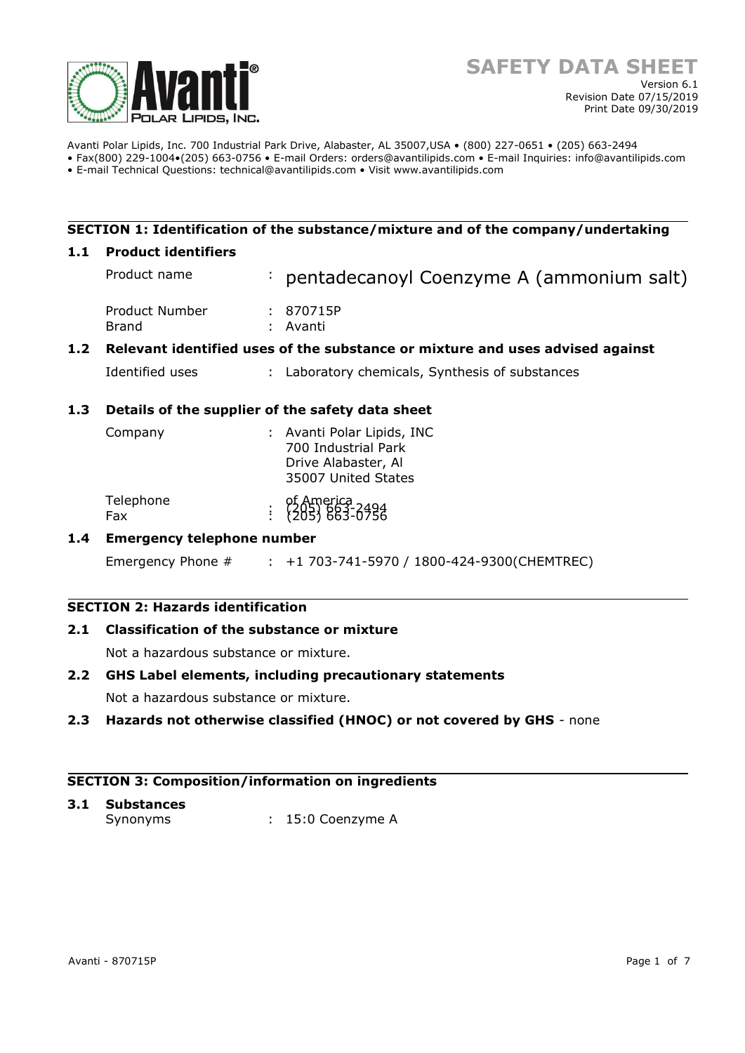# SAFETY DATA SHEET

Version 6.1
Revision Date 07/15/2019
Print Date 09/30/2019

Avanti Polar Lipids, Inc. 700 Industrial Park Drive, Alabaster, AL 35007,USA • (800) 227-0651 • (205) 663-2494
• Fax(800) 229-1004•(205) 663-0756 • E-mail Orders: orders@avantilipids.com • E-mail Inquiries: info@avantilipids.com
• E-mail Technical Questions: technical@avantilipids.com • Visit www.avantilipids.com

## SECTION 1: Identification of the substance/mixture and of the company/undertaking

### 1.1 Product identifiers

Product name : pentadecanoyl Coenzyme A (ammonium salt)

Product Number : 870715P
Brand : Avanti

### 1.2 Relevant identified uses of the substance or mixture and uses advised against

Identified uses : Laboratory chemicals, Synthesis of substances

### 1.3 Details of the supplier of the safety data sheet

Company : Avanti Polar Lipids, INC
700 Industrial Park
Drive Alabaster, Al
35007 United States
of America

Telephone : (205) 663-2494
Fax : (205) 663-0756

### 1.4 Emergency telephone number

Emergency Phone # : +1 703-741-5970 / 1800-424-9300(CHEMTREC)

## SECTION 2: Hazards identification

### 2.1 Classification of the substance or mixture

Not a hazardous substance or mixture.

### 2.2 GHS Label elements, including precautionary statements

Not a hazardous substance or mixture.

### 2.3 Hazards not otherwise classified (HNOC) or not covered by GHS - none

## SECTION 3: Composition/information on ingredients

### 3.1 Substances

Synonyms : 15:0 Coenzyme A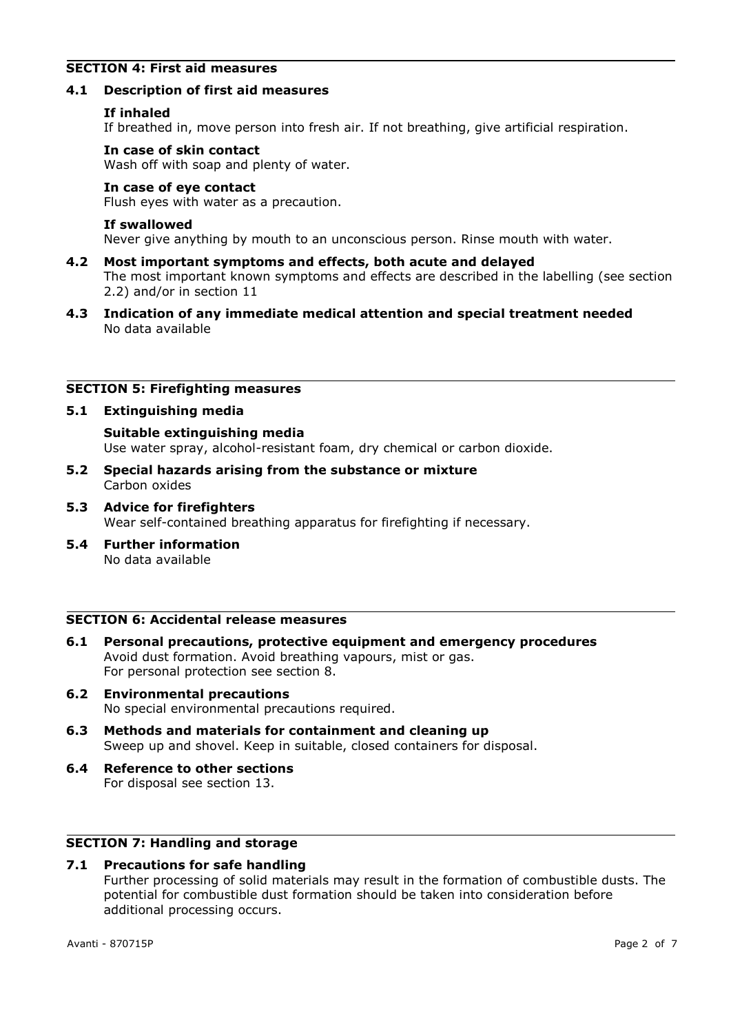## SECTION 4: First aid measures

### 4.1 Description of first aid measures

**If inhaled**
If breathed in, move person into fresh air. If not breathing, give artificial respiration.

**In case of skin contact**
Wash off with soap and plenty of water.

**In case of eye contact**
Flush eyes with water as a precaution.

**If swallowed**
Never give anything by mouth to an unconscious person. Rinse mouth with water.

### 4.2 Most important symptoms and effects, both acute and delayed
The most important known symptoms and effects are described in the labelling (see section 2.2) and/or in section 11

### 4.3 Indication of any immediate medical attention and special treatment needed
No data available

## SECTION 5: Firefighting measures

### 5.1 Extinguishing media

**Suitable extinguishing media**
Use water spray, alcohol-resistant foam, dry chemical or carbon dioxide.

### 5.2 Special hazards arising from the substance or mixture
Carbon oxides

### 5.3 Advice for firefighters
Wear self-contained breathing apparatus for firefighting if necessary.

### 5.4 Further information
No data available

## SECTION 6: Accidental release measures

### 6.1 Personal precautions, protective equipment and emergency procedures
Avoid dust formation. Avoid breathing vapours, mist or gas.
For personal protection see section 8.

### 6.2 Environmental precautions
No special environmental precautions required.

### 6.3 Methods and materials for containment and cleaning up
Sweep up and shovel. Keep in suitable, closed containers for disposal.

### 6.4 Reference to other sections
For disposal see section 13.

## SECTION 7: Handling and storage

### 7.1 Precautions for safe handling
Further processing of solid materials may result in the formation of combustible dusts. The potential for combustible dust formation should be taken into consideration before additional processing occurs.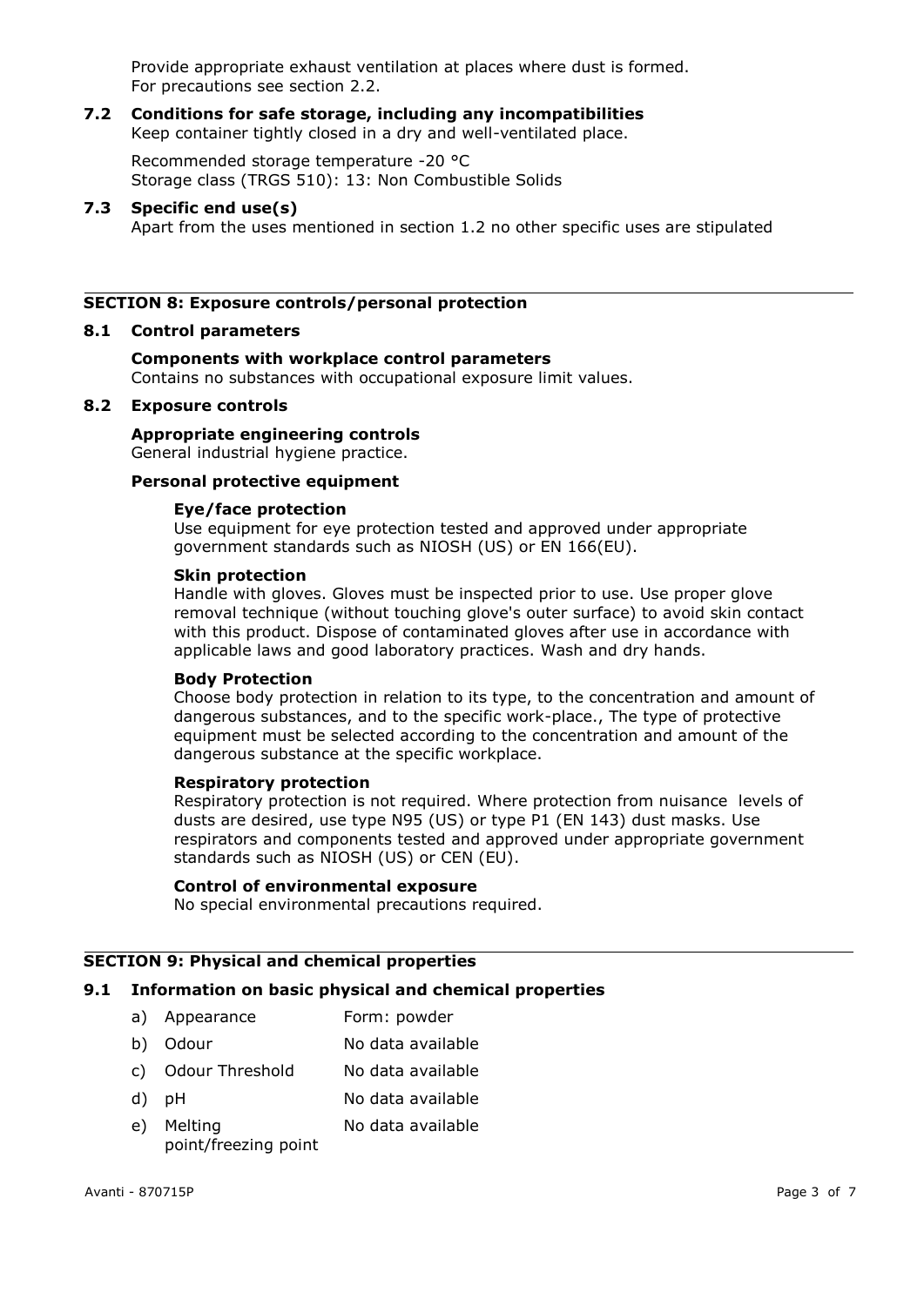Provide appropriate exhaust ventilation at places where dust is formed.
For precautions see section 2.2.

## 7.2 Conditions for safe storage, including any incompatibilities

Keep container tightly closed in a dry and well-ventilated place.

Recommended storage temperature -20 °C
Storage class (TRGS 510): 13: Non Combustible Solids

## 7.3 Specific end use(s)

Apart from the uses mentioned in section 1.2 no other specific uses are stipulated

# SECTION 8: Exposure controls/personal protection

## 8.1 Control parameters

**Components with workplace control parameters**
Contains no substances with occupational exposure limit values.

## 8.2 Exposure controls

**Appropriate engineering controls**
General industrial hygiene practice.

**Personal protective equipment**

**Eye/face protection**
Use equipment for eye protection tested and approved under appropriate government standards such as NIOSH (US) or EN 166(EU).

**Skin protection**
Handle with gloves. Gloves must be inspected prior to use. Use proper glove removal technique (without touching glove's outer surface) to avoid skin contact with this product. Dispose of contaminated gloves after use in accordance with applicable laws and good laboratory practices. Wash and dry hands.

**Body Protection**
Choose body protection in relation to its type, to the concentration and amount of dangerous substances, and to the specific work-place., The type of protective equipment must be selected according to the concentration and amount of the dangerous substance at the specific workplace.

**Respiratory protection**
Respiratory protection is not required. Where protection from nuisance levels of dusts are desired, use type N95 (US) or type P1 (EN 143) dust masks. Use respirators and components tested and approved under appropriate government standards such as NIOSH (US) or CEN (EU).

**Control of environmental exposure**
No special environmental precautions required.

# SECTION 9: Physical and chemical properties

## 9.1 Information on basic physical and chemical properties

a) Appearance — Form: powder

b) Odour — No data available

c) Odour Threshold — No data available

d) pH — No data available

e) Melting point/freezing point — No data available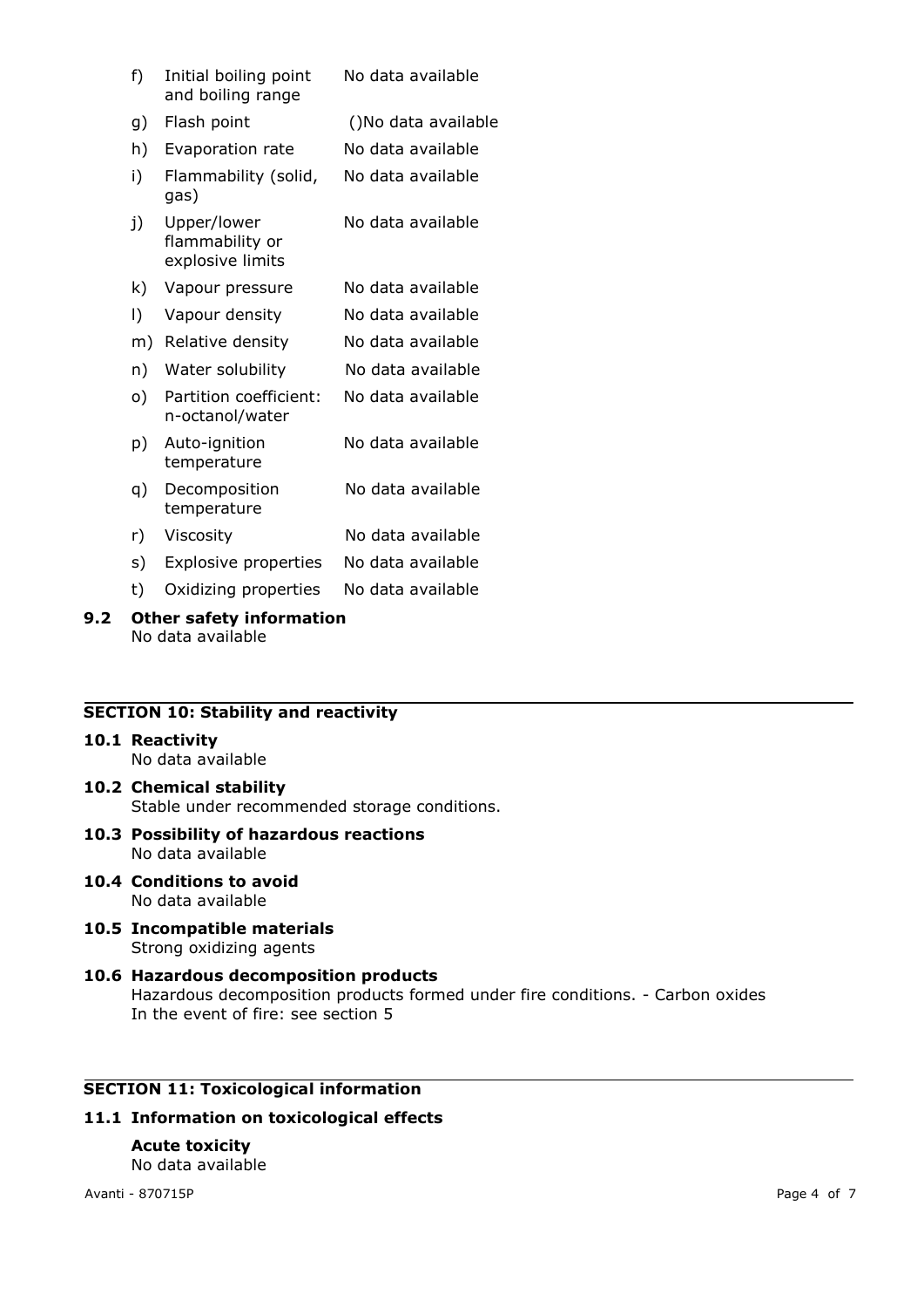| | | |
|---|---|---|
| f) | Initial boiling point and boiling range | No data available |
| g) | Flash point | ()No data available |
| h) | Evaporation rate | No data available |
| i) | Flammability (solid, gas) | No data available |
| j) | Upper/lower flammability or explosive limits | No data available |
| k) | Vapour pressure | No data available |
| l) | Vapour density | No data available |
| m) | Relative density | No data available |
| n) | Water solubility | No data available |
| o) | Partition coefficient: n-octanol/water | No data available |
| p) | Auto-ignition temperature | No data available |
| q) | Decomposition temperature | No data available |
| r) | Viscosity | No data available |
| s) | Explosive properties | No data available |
| t) | Oxidizing properties | No data available |

**9.2 Other safety information**

No data available

## SECTION 10: Stability and reactivity

**10.1 Reactivity**

No data available

**10.2 Chemical stability**

Stable under recommended storage conditions.

**10.3 Possibility of hazardous reactions**

No data available

**10.4 Conditions to avoid**

No data available

**10.5 Incompatible materials**

Strong oxidizing agents

**10.6 Hazardous decomposition products**

Hazardous decomposition products formed under fire conditions. - Carbon oxides
In the event of fire: see section 5

## SECTION 11: Toxicological information

**11.1 Information on toxicological effects**

**Acute toxicity**

No data available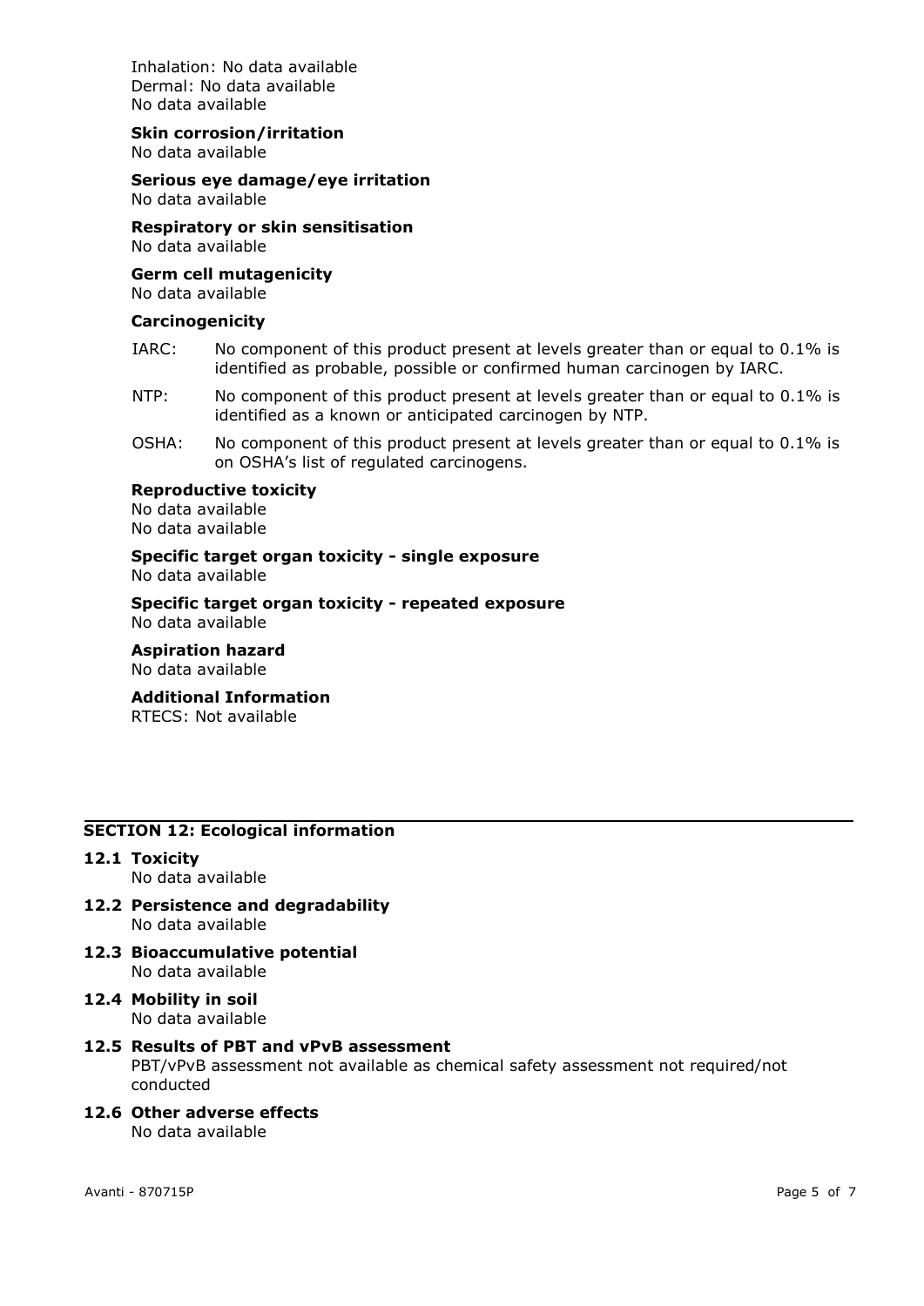Inhalation: No data available
Dermal: No data available
No data available

**Skin corrosion/irritation**
No data available

**Serious eye damage/eye irritation**
No data available

**Respiratory or skin sensitisation**
No data available

**Germ cell mutagenicity**
No data available

**Carcinogenicity**

IARC: No component of this product present at levels greater than or equal to 0.1% is identified as probable, possible or confirmed human carcinogen by IARC.

NTP: No component of this product present at levels greater than or equal to 0.1% is identified as a known or anticipated carcinogen by NTP.

OSHA: No component of this product present at levels greater than or equal to 0.1% is on OSHA's list of regulated carcinogens.

**Reproductive toxicity**
No data available
No data available

**Specific target organ toxicity - single exposure**
No data available

**Specific target organ toxicity - repeated exposure**
No data available

**Aspiration hazard**
No data available

**Additional Information**
RTECS: Not available

## SECTION 12: Ecological information

**12.1 Toxicity**
No data available

**12.2 Persistence and degradability**
No data available

**12.3 Bioaccumulative potential**
No data available

**12.4 Mobility in soil**
No data available

**12.5 Results of PBT and vPvB assessment**
PBT/vPvB assessment not available as chemical safety assessment not required/not conducted

**12.6 Other adverse effects**
No data available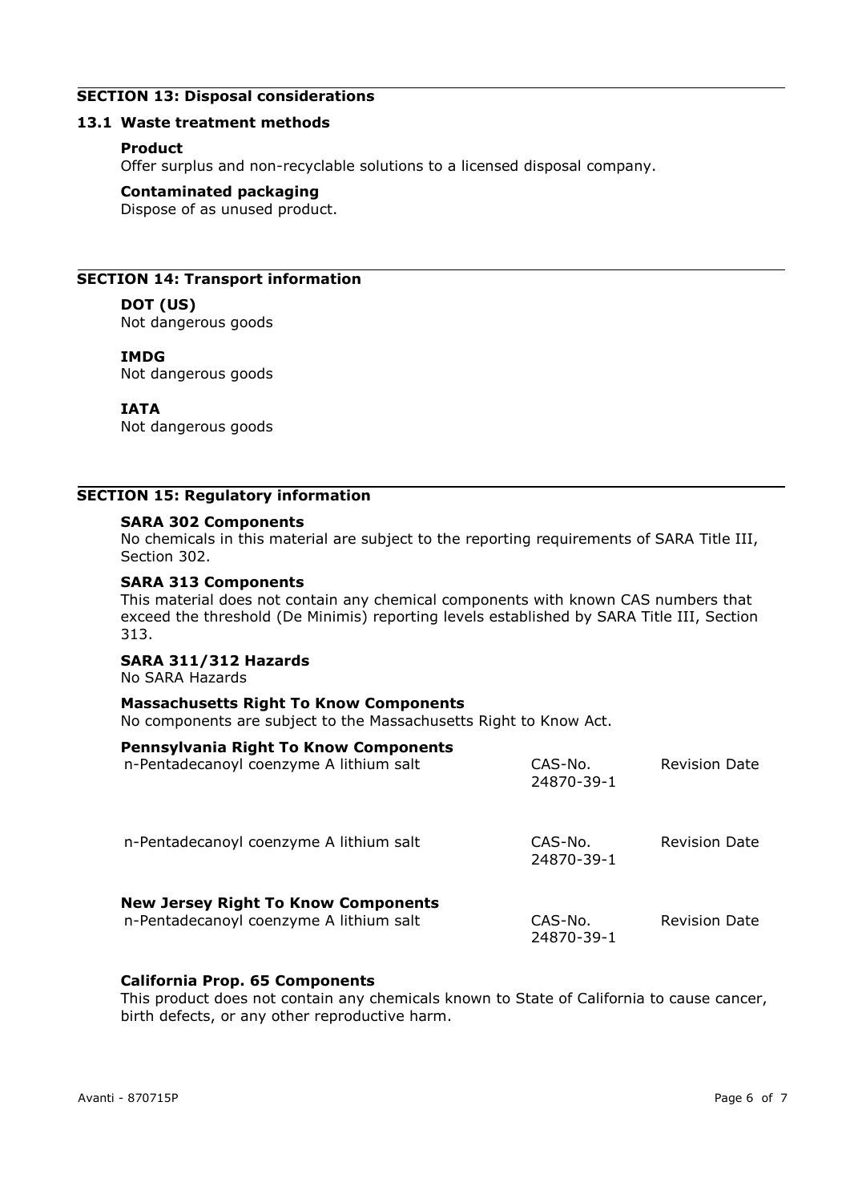## SECTION 13: Disposal considerations

### 13.1 Waste treatment methods

**Product**

Offer surplus and non-recyclable solutions to a licensed disposal company.

**Contaminated packaging**

Dispose of as unused product.

## SECTION 14: Transport information

**DOT (US)**

Not dangerous goods

**IMDG**

Not dangerous goods

**IATA**

Not dangerous goods

## SECTION 15: Regulatory information

**SARA 302 Components**

No chemicals in this material are subject to the reporting requirements of SARA Title III, Section 302.

**SARA 313 Components**

This material does not contain any chemical components with known CAS numbers that exceed the threshold (De Minimis) reporting levels established by SARA Title III, Section 313.

**SARA 311/312 Hazards**

No SARA Hazards

**Massachusetts Right To Know Components**

No components are subject to the Massachusetts Right to Know Act.

**Pennsylvania Right To Know Components**

| | | |
|---|---|---|
| n-Pentadecanoyl coenzyme A lithium salt | CAS-No. 24870-39-1 | Revision Date |
| n-Pentadecanoyl coenzyme A lithium salt | CAS-No. 24870-39-1 | Revision Date |

**New Jersey Right To Know Components**

| | | |
|---|---|---|
| n-Pentadecanoyl coenzyme A lithium salt | CAS-No. 24870-39-1 | Revision Date |

**California Prop. 65 Components**

This product does not contain any chemicals known to State of California to cause cancer, birth defects, or any other reproductive harm.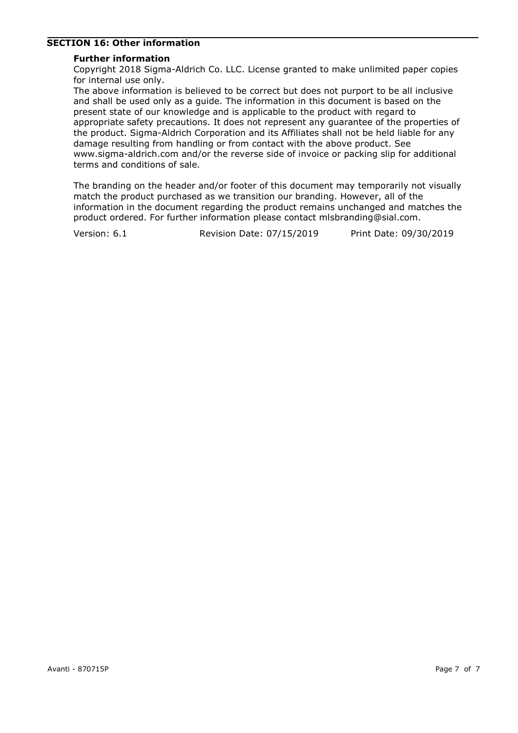## SECTION 16: Other information

### Further information

Copyright 2018 Sigma-Aldrich Co. LLC. License granted to make unlimited paper copies for internal use only.
The above information is believed to be correct but does not purport to be all inclusive and shall be used only as a guide. The information in this document is based on the present state of our knowledge and is applicable to the product with regard to appropriate safety precautions. It does not represent any guarantee of the properties of the product. Sigma-Aldrich Corporation and its Affiliates shall not be held liable for any damage resulting from handling or from contact with the above product. See www.sigma-aldrich.com and/or the reverse side of invoice or packing slip for additional terms and conditions of sale.

The branding on the header and/or footer of this document may temporarily not visually match the product purchased as we transition our branding. However, all of the information in the document regarding the product remains unchanged and matches the product ordered. For further information please contact mlsbranding@sial.com.

Version: 6.1 Revision Date: 07/15/2019 Print Date: 09/30/2019